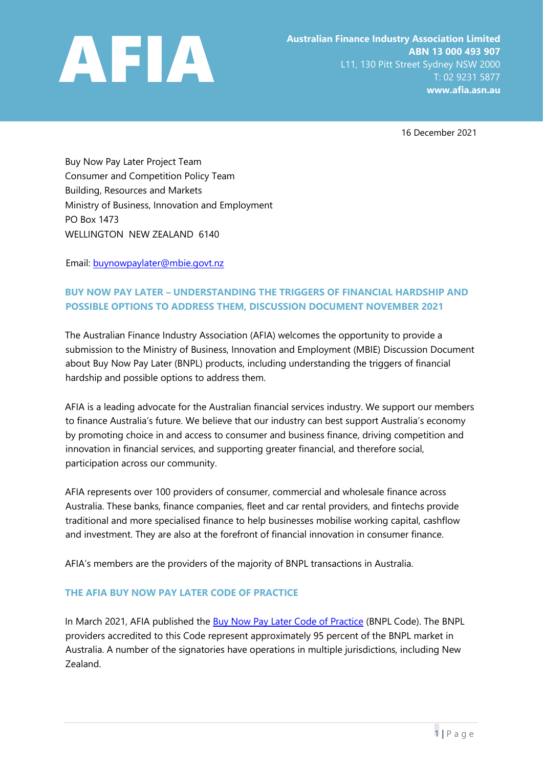# AFIA

**Australian Finance Industry Association Limited**
**ABN 13 000 493 907**
L11, 130 Pitt Street Sydney NSW 2000
T: 02 9231 5877
**www.afia.asn.au**

16 December 2021

Buy Now Pay Later Project Team
Consumer and Competition Policy Team
Building, Resources and Markets
Ministry of Business, Innovation and Employment
PO Box 1473
WELLINGTON NEW ZEALAND 6140

Email: [buynowpaylater@mbie.govt.nz](mailto:buynowpaylater@mbie.govt.nz)

## BUY NOW PAY LATER – UNDERSTANDING THE TRIGGERS OF FINANCIAL HARDSHIP AND POSSIBLE OPTIONS TO ADDRESS THEM, DISCUSSION DOCUMENT NOVEMBER 2021

The Australian Finance Industry Association (AFIA) welcomes the opportunity to provide a submission to the Ministry of Business, Innovation and Employment (MBIE) Discussion Document about Buy Now Pay Later (BNPL) products, including understanding the triggers of financial hardship and possible options to address them.

AFIA is a leading advocate for the Australian financial services industry. We support our members to finance Australia's future. We believe that our industry can best support Australia's economy by promoting choice in and access to consumer and business finance, driving competition and innovation in financial services, and supporting greater financial, and therefore social, participation across our community.

AFIA represents over 100 providers of consumer, commercial and wholesale finance across Australia. These banks, finance companies, fleet and car rental providers, and fintechs provide traditional and more specialised finance to help businesses mobilise working capital, cashflow and investment. They are also at the forefront of financial innovation in consumer finance.

AFIA's members are the providers of the majority of BNPL transactions in Australia.

## THE AFIA BUY NOW PAY LATER CODE OF PRACTICE

In March 2021, AFIA published the Buy Now Pay Later Code of Practice (BNPL Code). The BNPL providers accredited to this Code represent approximately 95 percent of the BNPL market in Australia. A number of the signatories have operations in multiple jurisdictions, including New Zealand.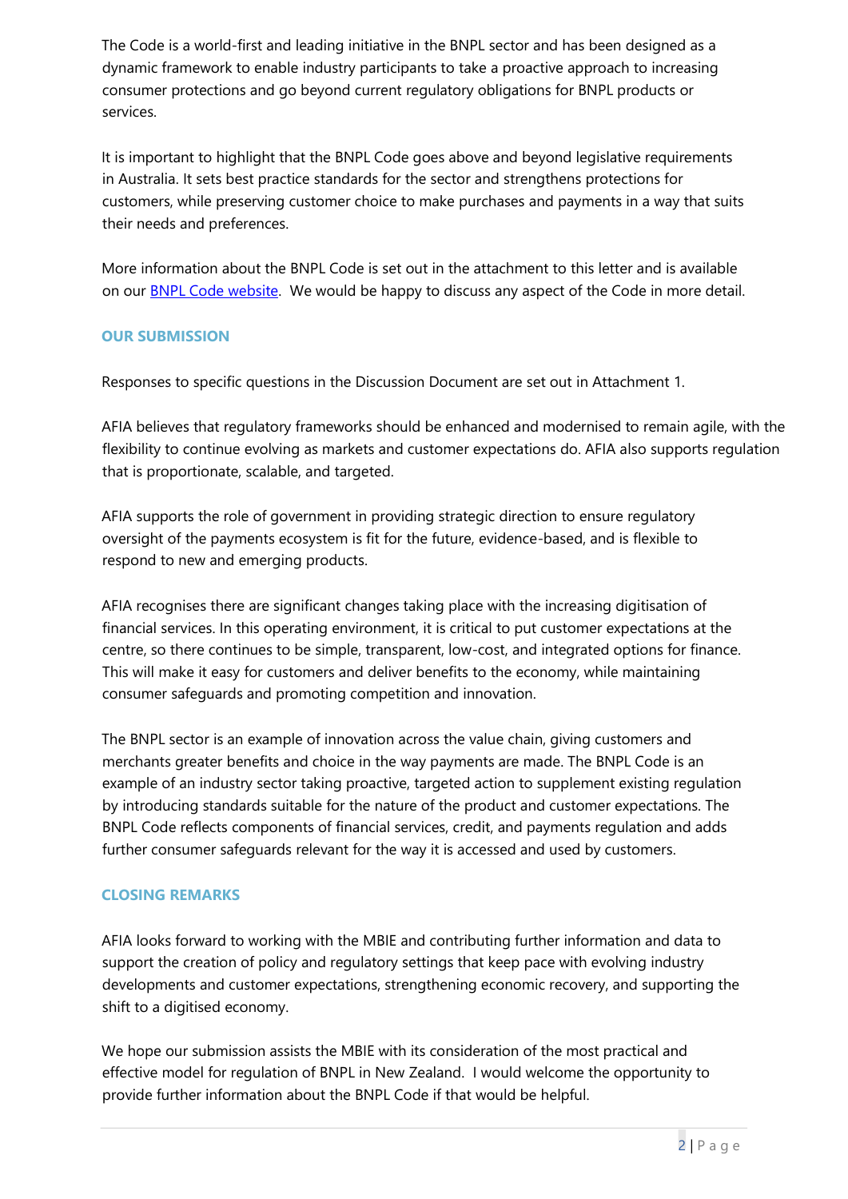The Code is a world-first and leading initiative in the BNPL sector and has been designed as a dynamic framework to enable industry participants to take a proactive approach to increasing consumer protections and go beyond current regulatory obligations for BNPL products or services.

It is important to highlight that the BNPL Code goes above and beyond legislative requirements in Australia. It sets best practice standards for the sector and strengthens protections for customers, while preserving customer choice to make purchases and payments in a way that suits their needs and preferences.

More information about the BNPL Code is set out in the attachment to this letter and is available on our [BNPL Code website](). We would be happy to discuss any aspect of the Code in more detail.

## OUR SUBMISSION

Responses to specific questions in the Discussion Document are set out in Attachment 1.

AFIA believes that regulatory frameworks should be enhanced and modernised to remain agile, with the flexibility to continue evolving as markets and customer expectations do. AFIA also supports regulation that is proportionate, scalable, and targeted.

AFIA supports the role of government in providing strategic direction to ensure regulatory oversight of the payments ecosystem is fit for the future, evidence-based, and is flexible to respond to new and emerging products.

AFIA recognises there are significant changes taking place with the increasing digitisation of financial services. In this operating environment, it is critical to put customer expectations at the centre, so there continues to be simple, transparent, low-cost, and integrated options for finance. This will make it easy for customers and deliver benefits to the economy, while maintaining consumer safeguards and promoting competition and innovation.

The BNPL sector is an example of innovation across the value chain, giving customers and merchants greater benefits and choice in the way payments are made. The BNPL Code is an example of an industry sector taking proactive, targeted action to supplement existing regulation by introducing standards suitable for the nature of the product and customer expectations. The BNPL Code reflects components of financial services, credit, and payments regulation and adds further consumer safeguards relevant for the way it is accessed and used by customers.

## CLOSING REMARKS

AFIA looks forward to working with the MBIE and contributing further information and data to support the creation of policy and regulatory settings that keep pace with evolving industry developments and customer expectations, strengthening economic recovery, and supporting the shift to a digitised economy.

We hope our submission assists the MBIE with its consideration of the most practical and effective model for regulation of BNPL in New Zealand. I would welcome the opportunity to provide further information about the BNPL Code if that would be helpful.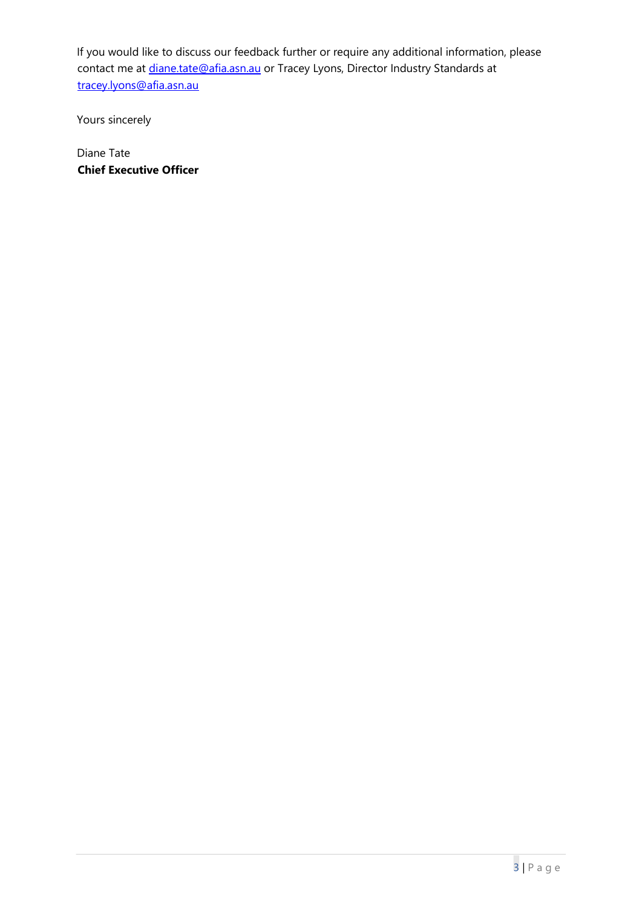If you would like to discuss our feedback further or require any additional information, please contact me at diane.tate@afia.asn.au or Tracey Lyons, Director Industry Standards at tracey.lyons@afia.asn.au

Yours sincerely

Diane Tate  
**Chief Executive Officer**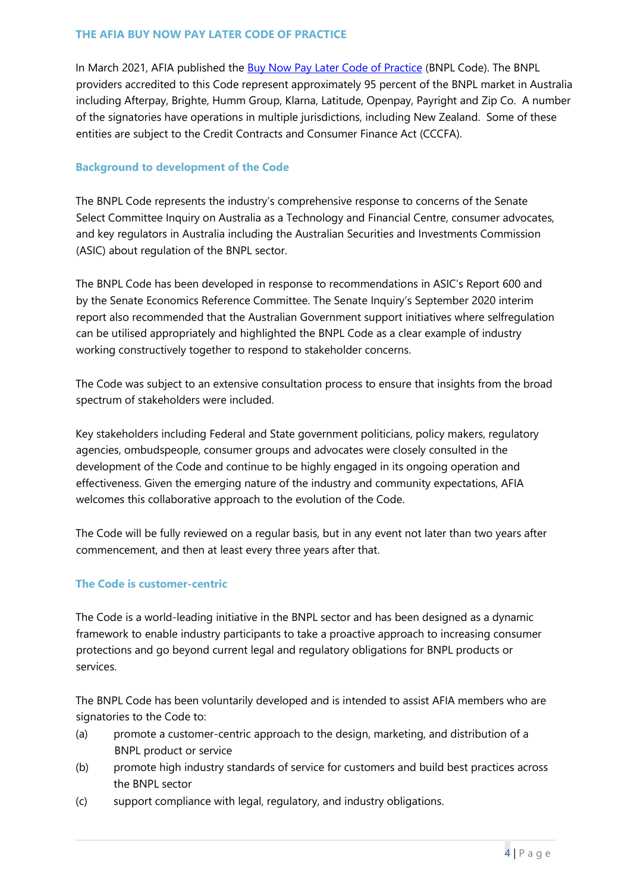## THE AFIA BUY NOW PAY LATER CODE OF PRACTICE

In March 2021, AFIA published the [Buy Now Pay Later Code of Practice] (BNPL Code). The BNPL providers accredited to this Code represent approximately 95 percent of the BNPL market in Australia including Afterpay, Brighte, Humm Group, Klarna, Latitude, Openpay, Payright and Zip Co. A number of the signatories have operations in multiple jurisdictions, including New Zealand. Some of these entities are subject to the Credit Contracts and Consumer Finance Act (CCCFA).

### Background to development of the Code

The BNPL Code represents the industry's comprehensive response to concerns of the Senate Select Committee Inquiry on Australia as a Technology and Financial Centre, consumer advocates, and key regulators in Australia including the Australian Securities and Investments Commission (ASIC) about regulation of the BNPL sector.

The BNPL Code has been developed in response to recommendations in ASIC's Report 600 and by the Senate Economics Reference Committee. The Senate Inquiry's September 2020 interim report also recommended that the Australian Government support initiatives where selfregulation can be utilised appropriately and highlighted the BNPL Code as a clear example of industry working constructively together to respond to stakeholder concerns.

The Code was subject to an extensive consultation process to ensure that insights from the broad spectrum of stakeholders were included.

Key stakeholders including Federal and State government politicians, policy makers, regulatory agencies, ombudspeople, consumer groups and advocates were closely consulted in the development of the Code and continue to be highly engaged in its ongoing operation and effectiveness. Given the emerging nature of the industry and community expectations, AFIA welcomes this collaborative approach to the evolution of the Code.

The Code will be fully reviewed on a regular basis, but in any event not later than two years after commencement, and then at least every three years after that.

### The Code is customer-centric

The Code is a world-leading initiative in the BNPL sector and has been designed as a dynamic framework to enable industry participants to take a proactive approach to increasing consumer protections and go beyond current legal and regulatory obligations for BNPL products or services.

The BNPL Code has been voluntarily developed and is intended to assist AFIA members who are signatories to the Code to:

(a) promote a customer-centric approach to the design, marketing, and distribution of a BNPL product or service

(b) promote high industry standards of service for customers and build best practices across the BNPL sector

(c) support compliance with legal, regulatory, and industry obligations.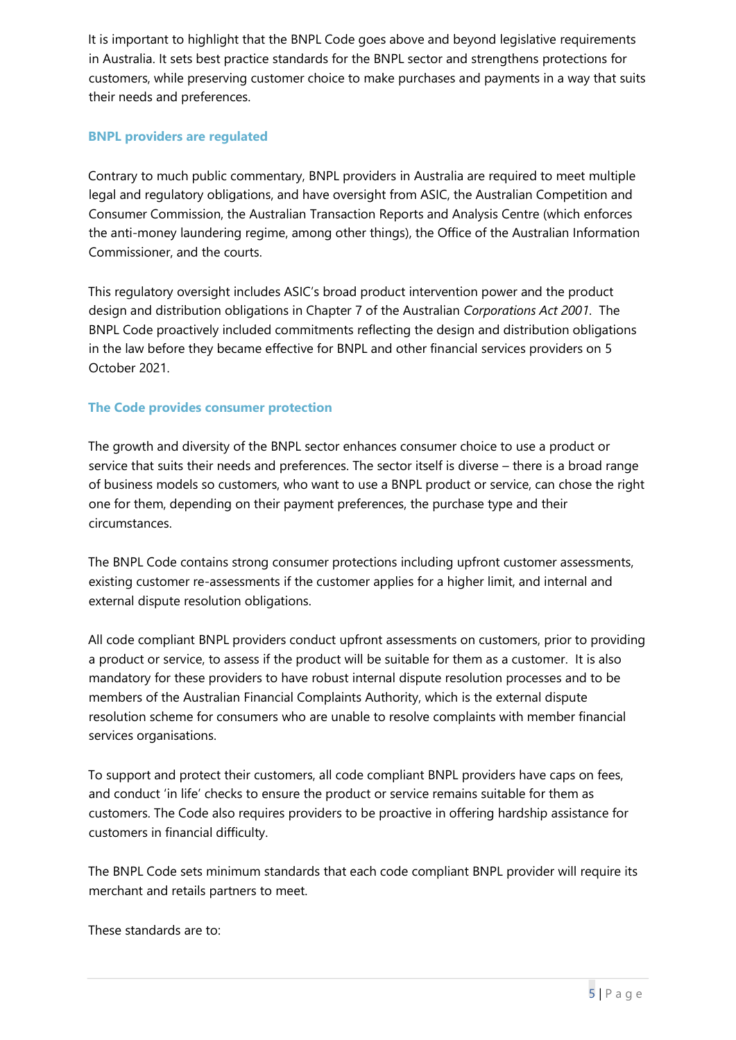It is important to highlight that the BNPL Code goes above and beyond legislative requirements in Australia. It sets best practice standards for the BNPL sector and strengthens protections for customers, while preserving customer choice to make purchases and payments in a way that suits their needs and preferences.

### BNPL providers are regulated

Contrary to much public commentary, BNPL providers in Australia are required to meet multiple legal and regulatory obligations, and have oversight from ASIC, the Australian Competition and Consumer Commission, the Australian Transaction Reports and Analysis Centre (which enforces the anti-money laundering regime, among other things), the Office of the Australian Information Commissioner, and the courts.

This regulatory oversight includes ASIC's broad product intervention power and the product design and distribution obligations in Chapter 7 of the Australian *Corporations Act 2001*. The BNPL Code proactively included commitments reflecting the design and distribution obligations in the law before they became effective for BNPL and other financial services providers on 5 October 2021.

### The Code provides consumer protection

The growth and diversity of the BNPL sector enhances consumer choice to use a product or service that suits their needs and preferences. The sector itself is diverse – there is a broad range of business models so customers, who want to use a BNPL product or service, can chose the right one for them, depending on their payment preferences, the purchase type and their circumstances.

The BNPL Code contains strong consumer protections including upfront customer assessments, existing customer re-assessments if the customer applies for a higher limit, and internal and external dispute resolution obligations.

All code compliant BNPL providers conduct upfront assessments on customers, prior to providing a product or service, to assess if the product will be suitable for them as a customer. It is also mandatory for these providers to have robust internal dispute resolution processes and to be members of the Australian Financial Complaints Authority, which is the external dispute resolution scheme for consumers who are unable to resolve complaints with member financial services organisations.

To support and protect their customers, all code compliant BNPL providers have caps on fees, and conduct 'in life' checks to ensure the product or service remains suitable for them as customers. The Code also requires providers to be proactive in offering hardship assistance for customers in financial difficulty.

The BNPL Code sets minimum standards that each code compliant BNPL provider will require its merchant and retails partners to meet.

These standards are to: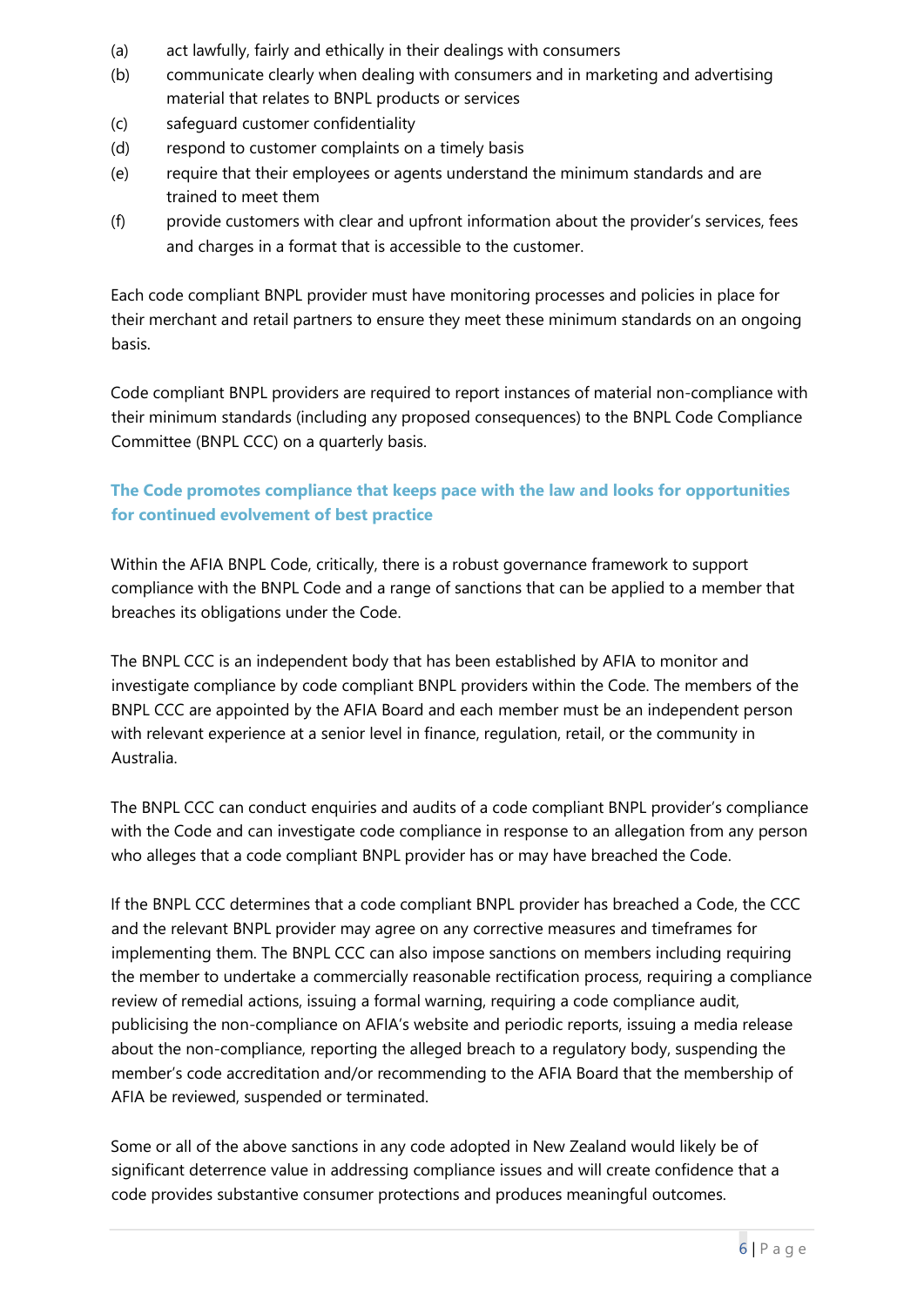(a) act lawfully, fairly and ethically in their dealings with consumers
(b) communicate clearly when dealing with consumers and in marketing and advertising material that relates to BNPL products or services
(c) safeguard customer confidentiality
(d) respond to customer complaints on a timely basis
(e) require that their employees or agents understand the minimum standards and are trained to meet them
(f) provide customers with clear and upfront information about the provider's services, fees and charges in a format that is accessible to the customer.

Each code compliant BNPL provider must have monitoring processes and policies in place for their merchant and retail partners to ensure they meet these minimum standards on an ongoing basis.

Code compliant BNPL providers are required to report instances of material non-compliance with their minimum standards (including any proposed consequences) to the BNPL Code Compliance Committee (BNPL CCC) on a quarterly basis.

### The Code promotes compliance that keeps pace with the law and looks for opportunities for continued evolvement of best practice

Within the AFIA BNPL Code, critically, there is a robust governance framework to support compliance with the BNPL Code and a range of sanctions that can be applied to a member that breaches its obligations under the Code.

The BNPL CCC is an independent body that has been established by AFIA to monitor and investigate compliance by code compliant BNPL providers within the Code. The members of the BNPL CCC are appointed by the AFIA Board and each member must be an independent person with relevant experience at a senior level in finance, regulation, retail, or the community in Australia.

The BNPL CCC can conduct enquiries and audits of a code compliant BNPL provider's compliance with the Code and can investigate code compliance in response to an allegation from any person who alleges that a code compliant BNPL provider has or may have breached the Code.

If the BNPL CCC determines that a code compliant BNPL provider has breached a Code, the CCC and the relevant BNPL provider may agree on any corrective measures and timeframes for implementing them. The BNPL CCC can also impose sanctions on members including requiring the member to undertake a commercially reasonable rectification process, requiring a compliance review of remedial actions, issuing a formal warning, requiring a code compliance audit, publicising the non-compliance on AFIA's website and periodic reports, issuing a media release about the non-compliance, reporting the alleged breach to a regulatory body, suspending the member's code accreditation and/or recommending to the AFIA Board that the membership of AFIA be reviewed, suspended or terminated.

Some or all of the above sanctions in any code adopted in New Zealand would likely be of significant deterrence value in addressing compliance issues and will create confidence that a code provides substantive consumer protections and produces meaningful outcomes.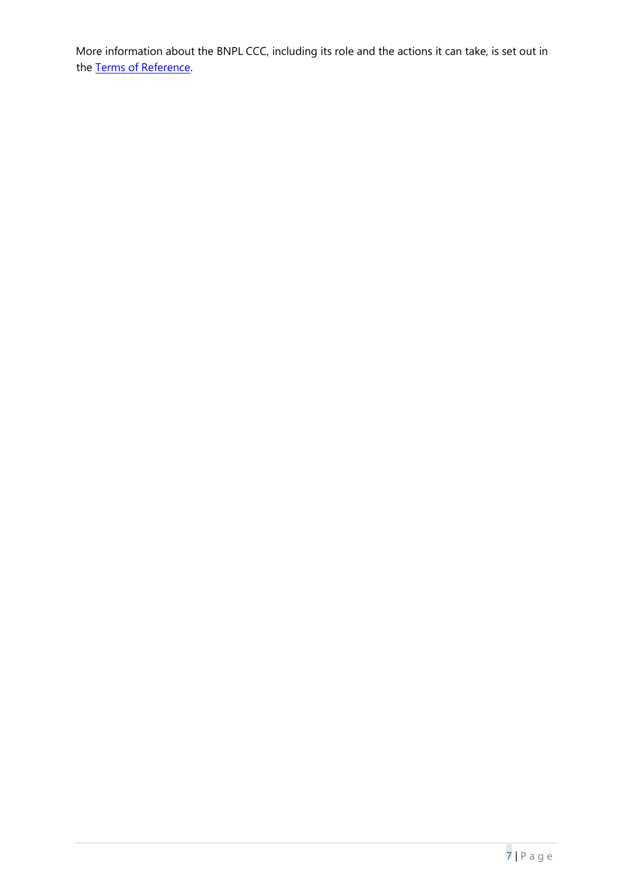More information about the BNPL CCC, including its role and the actions it can take, is set out in the [Terms of Reference](Terms of Reference).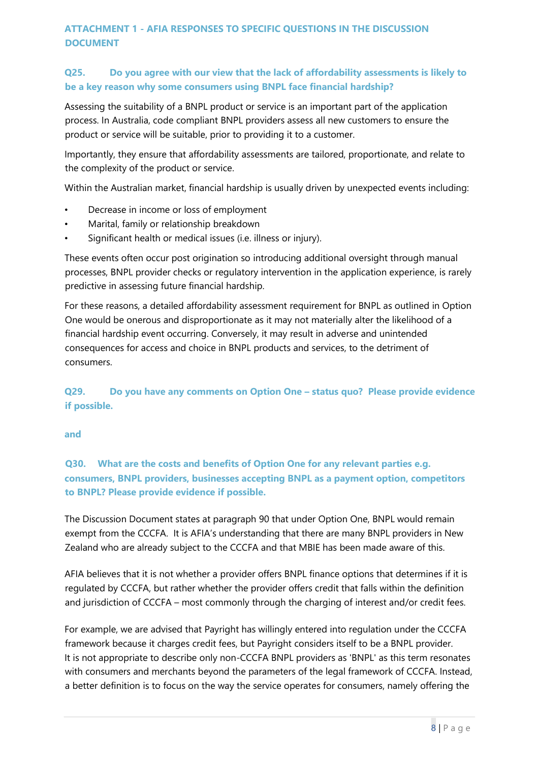## ATTACHMENT 1 - AFIA RESPONSES TO SPECIFIC QUESTIONS IN THE DISCUSSION DOCUMENT

### Q25. Do you agree with our view that the lack of affordability assessments is likely to be a key reason why some consumers using BNPL face financial hardship?

Assessing the suitability of a BNPL product or service is an important part of the application process. In Australia, code compliant BNPL providers assess all new customers to ensure the product or service will be suitable, prior to providing it to a customer.

Importantly, they ensure that affordability assessments are tailored, proportionate, and relate to the complexity of the product or service.

Within the Australian market, financial hardship is usually driven by unexpected events including:

- Decrease in income or loss of employment
- Marital, family or relationship breakdown
- Significant health or medical issues (i.e. illness or injury).

These events often occur post origination so introducing additional oversight through manual processes, BNPL provider checks or regulatory intervention in the application experience, is rarely predictive in assessing future financial hardship.

For these reasons, a detailed affordability assessment requirement for BNPL as outlined in Option One would be onerous and disproportionate as it may not materially alter the likelihood of a financial hardship event occurring. Conversely, it may result in adverse and unintended consequences for access and choice in BNPL products and services, to the detriment of consumers.

### Q29. Do you have any comments on Option One – status quo? Please provide evidence if possible.

**and**

### Q30. What are the costs and benefits of Option One for any relevant parties e.g. consumers, BNPL providers, businesses accepting BNPL as a payment option, competitors to BNPL? Please provide evidence if possible.

The Discussion Document states at paragraph 90 that under Option One, BNPL would remain exempt from the CCCFA. It is AFIA's understanding that there are many BNPL providers in New Zealand who are already subject to the CCCFA and that MBIE has been made aware of this.

AFIA believes that it is not whether a provider offers BNPL finance options that determines if it is regulated by CCCFA, but rather whether the provider offers credit that falls within the definition and jurisdiction of CCCFA – most commonly through the charging of interest and/or credit fees.

For example, we are advised that Payright has willingly entered into regulation under the CCCFA framework because it charges credit fees, but Payright considers itself to be a BNPL provider. It is not appropriate to describe only non-CCCFA BNPL providers as 'BNPL' as this term resonates with consumers and merchants beyond the parameters of the legal framework of CCCFA. Instead, a better definition is to focus on the way the service operates for consumers, namely offering the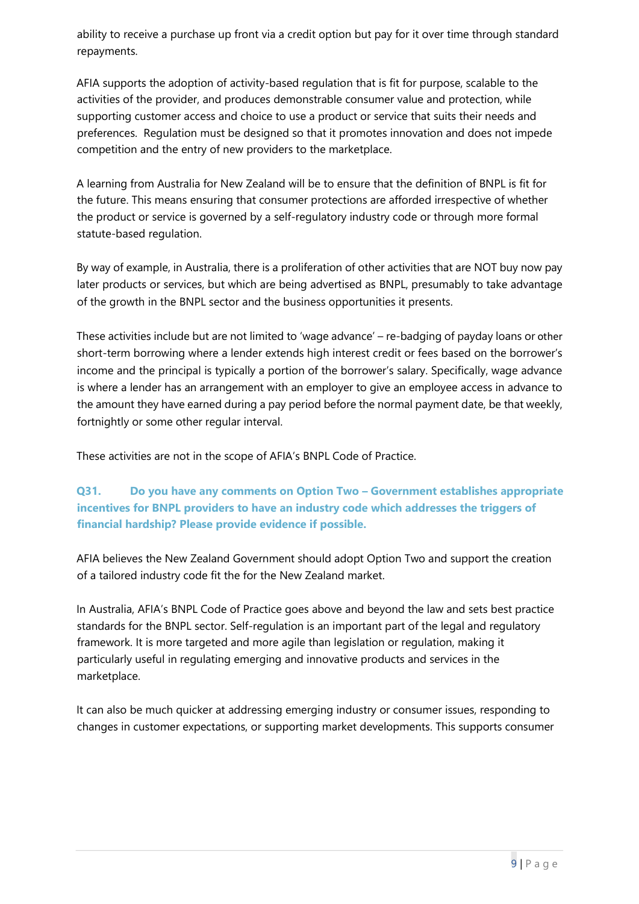ability to receive a purchase up front via a credit option but pay for it over time through standard repayments.

AFIA supports the adoption of activity-based regulation that is fit for purpose, scalable to the activities of the provider, and produces demonstrable consumer value and protection, while supporting customer access and choice to use a product or service that suits their needs and preferences. Regulation must be designed so that it promotes innovation and does not impede competition and the entry of new providers to the marketplace.

A learning from Australia for New Zealand will be to ensure that the definition of BNPL is fit for the future. This means ensuring that consumer protections are afforded irrespective of whether the product or service is governed by a self-regulatory industry code or through more formal statute-based regulation.

By way of example, in Australia, there is a proliferation of other activities that are NOT buy now pay later products or services, but which are being advertised as BNPL, presumably to take advantage of the growth in the BNPL sector and the business opportunities it presents.

These activities include but are not limited to 'wage advance' – re-badging of payday loans or other short-term borrowing where a lender extends high interest credit or fees based on the borrower's income and the principal is typically a portion of the borrower's salary. Specifically, wage advance is where a lender has an arrangement with an employer to give an employee access in advance to the amount they have earned during a pay period before the normal payment date, be that weekly, fortnightly or some other regular interval.

These activities are not in the scope of AFIA's BNPL Code of Practice.

### Q31. Do you have any comments on Option Two – Government establishes appropriate incentives for BNPL providers to have an industry code which addresses the triggers of financial hardship? Please provide evidence if possible.

AFIA believes the New Zealand Government should adopt Option Two and support the creation of a tailored industry code fit the for the New Zealand market.

In Australia, AFIA's BNPL Code of Practice goes above and beyond the law and sets best practice standards for the BNPL sector. Self-regulation is an important part of the legal and regulatory framework. It is more targeted and more agile than legislation or regulation, making it particularly useful in regulating emerging and innovative products and services in the marketplace.

It can also be much quicker at addressing emerging industry or consumer issues, responding to changes in customer expectations, or supporting market developments. This supports consumer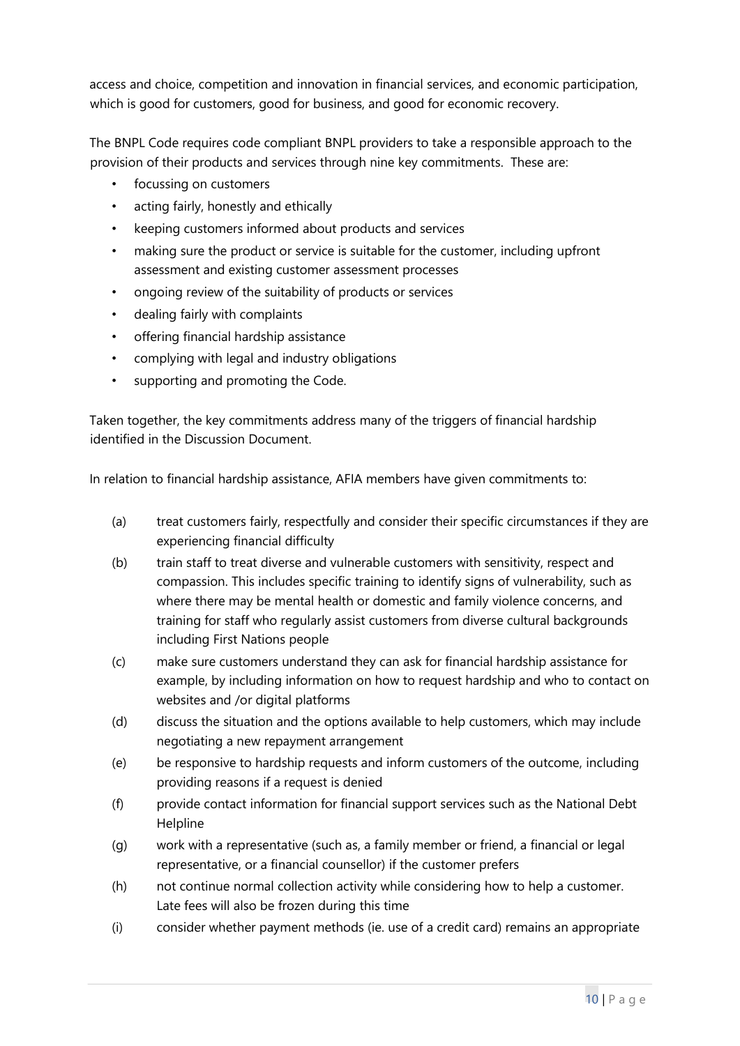access and choice, competition and innovation in financial services, and economic participation, which is good for customers, good for business, and good for economic recovery.

The BNPL Code requires code compliant BNPL providers to take a responsible approach to the provision of their products and services through nine key commitments. These are:

- focussing on customers
- acting fairly, honestly and ethically
- keeping customers informed about products and services
- making sure the product or service is suitable for the customer, including upfront assessment and existing customer assessment processes
- ongoing review of the suitability of products or services
- dealing fairly with complaints
- offering financial hardship assistance
- complying with legal and industry obligations
- supporting and promoting the Code.

Taken together, the key commitments address many of the triggers of financial hardship identified in the Discussion Document.

In relation to financial hardship assistance, AFIA members have given commitments to:

(a) treat customers fairly, respectfully and consider their specific circumstances if they are experiencing financial difficulty

(b) train staff to treat diverse and vulnerable customers with sensitivity, respect and compassion. This includes specific training to identify signs of vulnerability, such as where there may be mental health or domestic and family violence concerns, and training for staff who regularly assist customers from diverse cultural backgrounds including First Nations people

(c) make sure customers understand they can ask for financial hardship assistance for example, by including information on how to request hardship and who to contact on websites and /or digital platforms

(d) discuss the situation and the options available to help customers, which may include negotiating a new repayment arrangement

(e) be responsive to hardship requests and inform customers of the outcome, including providing reasons if a request is denied

(f) provide contact information for financial support services such as the National Debt Helpline

(g) work with a representative (such as, a family member or friend, a financial or legal representative, or a financial counsellor) if the customer prefers

(h) not continue normal collection activity while considering how to help a customer. Late fees will also be frozen during this time

(i) consider whether payment methods (ie. use of a credit card) remains an appropriate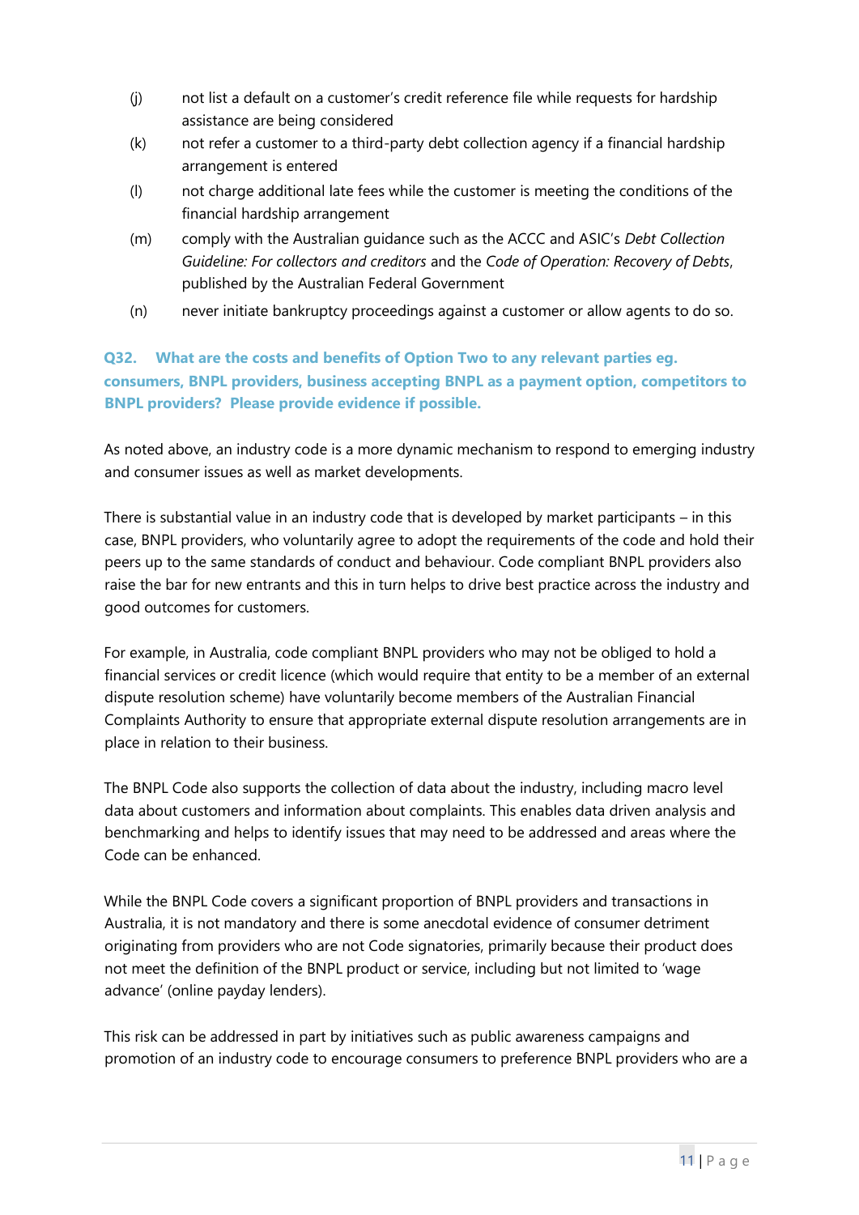(j) not list a default on a customer's credit reference file while requests for hardship assistance are being considered

(k) not refer a customer to a third-party debt collection agency if a financial hardship arrangement is entered

(l) not charge additional late fees while the customer is meeting the conditions of the financial hardship arrangement

(m) comply with the Australian guidance such as the ACCC and ASIC's *Debt Collection Guideline: For collectors and creditors* and the *Code of Operation: Recovery of Debts*, published by the Australian Federal Government

(n) never initiate bankruptcy proceedings against a customer or allow agents to do so.

**Q32. What are the costs and benefits of Option Two to any relevant parties eg. consumers, BNPL providers, business accepting BNPL as a payment option, competitors to BNPL providers? Please provide evidence if possible.**

As noted above, an industry code is a more dynamic mechanism to respond to emerging industry and consumer issues as well as market developments.

There is substantial value in an industry code that is developed by market participants – in this case, BNPL providers, who voluntarily agree to adopt the requirements of the code and hold their peers up to the same standards of conduct and behaviour. Code compliant BNPL providers also raise the bar for new entrants and this in turn helps to drive best practice across the industry and good outcomes for customers.

For example, in Australia, code compliant BNPL providers who may not be obliged to hold a financial services or credit licence (which would require that entity to be a member of an external dispute resolution scheme) have voluntarily become members of the Australian Financial Complaints Authority to ensure that appropriate external dispute resolution arrangements are in place in relation to their business.

The BNPL Code also supports the collection of data about the industry, including macro level data about customers and information about complaints. This enables data driven analysis and benchmarking and helps to identify issues that may need to be addressed and areas where the Code can be enhanced.

While the BNPL Code covers a significant proportion of BNPL providers and transactions in Australia, it is not mandatory and there is some anecdotal evidence of consumer detriment originating from providers who are not Code signatories, primarily because their product does not meet the definition of the BNPL product or service, including but not limited to 'wage advance' (online payday lenders).

This risk can be addressed in part by initiatives such as public awareness campaigns and promotion of an industry code to encourage consumers to preference BNPL providers who are a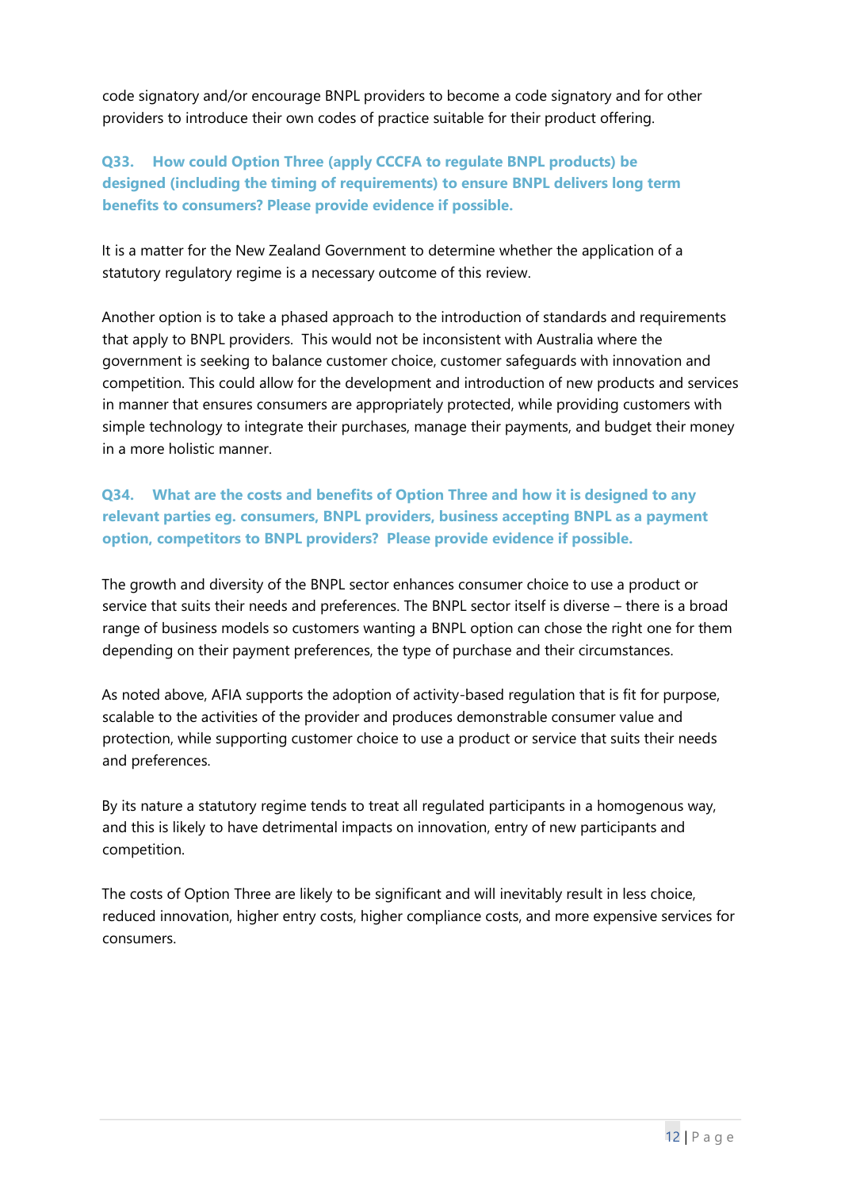code signatory and/or encourage BNPL providers to become a code signatory and for other providers to introduce their own codes of practice suitable for their product offering.

### Q33. How could Option Three (apply CCCFA to regulate BNPL products) be designed (including the timing of requirements) to ensure BNPL delivers long term benefits to consumers? Please provide evidence if possible.

It is a matter for the New Zealand Government to determine whether the application of a statutory regulatory regime is a necessary outcome of this review.

Another option is to take a phased approach to the introduction of standards and requirements that apply to BNPL providers. This would not be inconsistent with Australia where the government is seeking to balance customer choice, customer safeguards with innovation and competition. This could allow for the development and introduction of new products and services in manner that ensures consumers are appropriately protected, while providing customers with simple technology to integrate their purchases, manage their payments, and budget their money in a more holistic manner.

### Q34. What are the costs and benefits of Option Three and how it is designed to any relevant parties eg. consumers, BNPL providers, business accepting BNPL as a payment option, competitors to BNPL providers? Please provide evidence if possible.

The growth and diversity of the BNPL sector enhances consumer choice to use a product or service that suits their needs and preferences. The BNPL sector itself is diverse – there is a broad range of business models so customers wanting a BNPL option can chose the right one for them depending on their payment preferences, the type of purchase and their circumstances.

As noted above, AFIA supports the adoption of activity-based regulation that is fit for purpose, scalable to the activities of the provider and produces demonstrable consumer value and protection, while supporting customer choice to use a product or service that suits their needs and preferences.

By its nature a statutory regime tends to treat all regulated participants in a homogenous way, and this is likely to have detrimental impacts on innovation, entry of new participants and competition.

The costs of Option Three are likely to be significant and will inevitably result in less choice, reduced innovation, higher entry costs, higher compliance costs, and more expensive services for consumers.